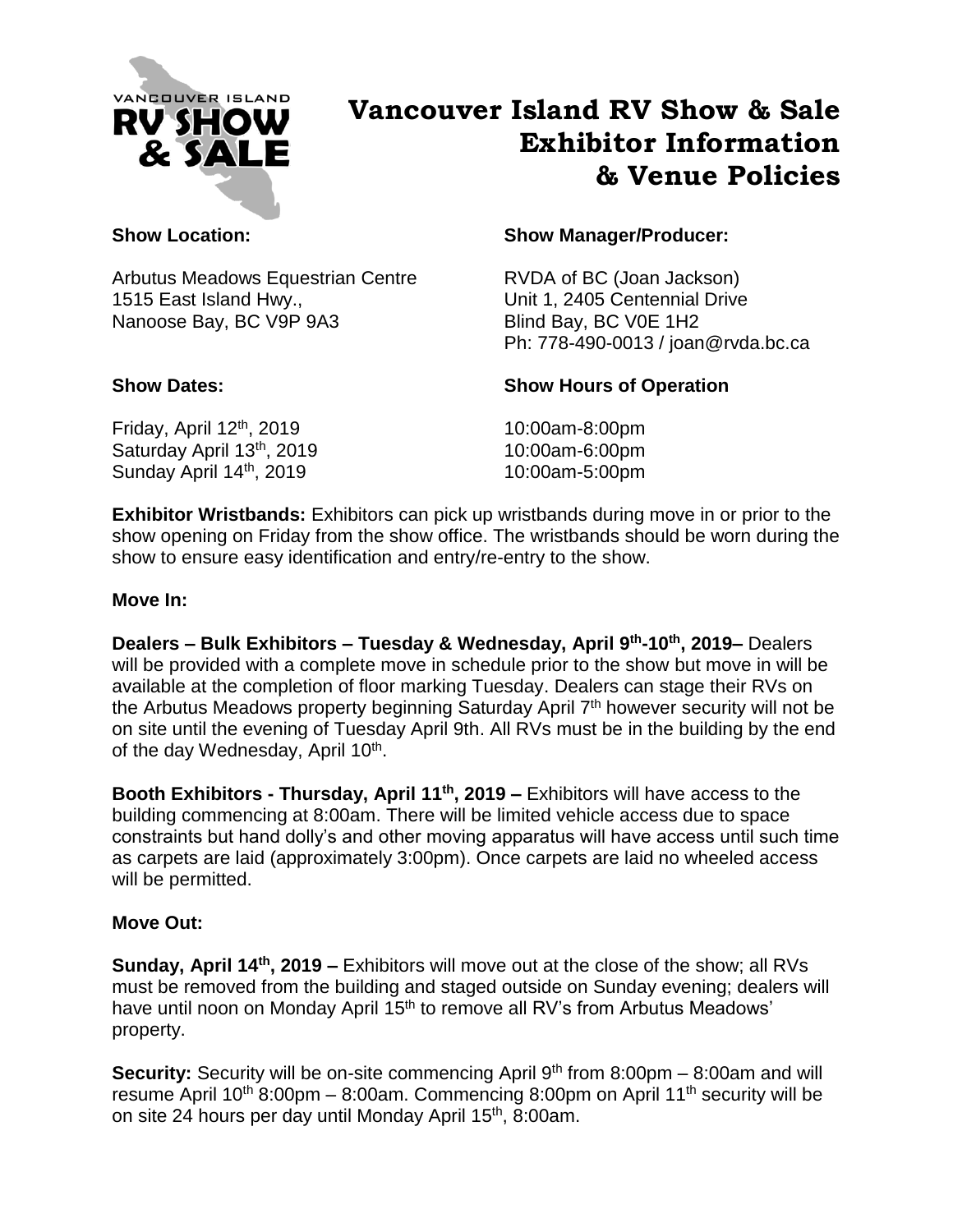# Vancouver Island RV Show & Sale Exhibitor Information & Venue Policies

**Show Location:**

Arbutus Meadows Equestrian Centre
1515 East Island Hwy.,
Nanoose Bay, BC V9P 9A3

**Show Manager/Producer:**

RVDA of BC (Joan Jackson)
Unit 1, 2405 Centennial Drive
Blind Bay, BC V0E 1H2
Ph: 778-490-0013 / joan@rvda.bc.ca

**Show Dates:**

Friday, April 12th, 2019
Saturday April 13th, 2019
Sunday April 14th, 2019

**Show Hours of Operation**

10:00am-8:00pm
10:00am-6:00pm
10:00am-5:00pm

**Exhibitor Wristbands:** Exhibitors can pick up wristbands during move in or prior to the show opening on Friday from the show office. The wristbands should be worn during the show to ensure easy identification and entry/re-entry to the show.

**Move In:**

**Dealers – Bulk Exhibitors – Tuesday & Wednesday, April 9th-10th, 2019–** Dealers will be provided with a complete move in schedule prior to the show but move in will be available at the completion of floor marking Tuesday. Dealers can stage their RVs on the Arbutus Meadows property beginning Saturday April 7th however security will not be on site until the evening of Tuesday April 9th. All RVs must be in the building by the end of the day Wednesday, April 10th.

**Booth Exhibitors - Thursday, April 11th, 2019 –** Exhibitors will have access to the building commencing at 8:00am. There will be limited vehicle access due to space constraints but hand dolly's and other moving apparatus will have access until such time as carpets are laid (approximately 3:00pm). Once carpets are laid no wheeled access will be permitted.

**Move Out:**

**Sunday, April 14th, 2019 –** Exhibitors will move out at the close of the show; all RVs must be removed from the building and staged outside on Sunday evening; dealers will have until noon on Monday April 15th to remove all RV's from Arbutus Meadows' property.

**Security:** Security will be on-site commencing April 9th from 8:00pm – 8:00am and will resume April 10th 8:00pm – 8:00am. Commencing 8:00pm on April 11th security will be on site 24 hours per day until Monday April 15th, 8:00am.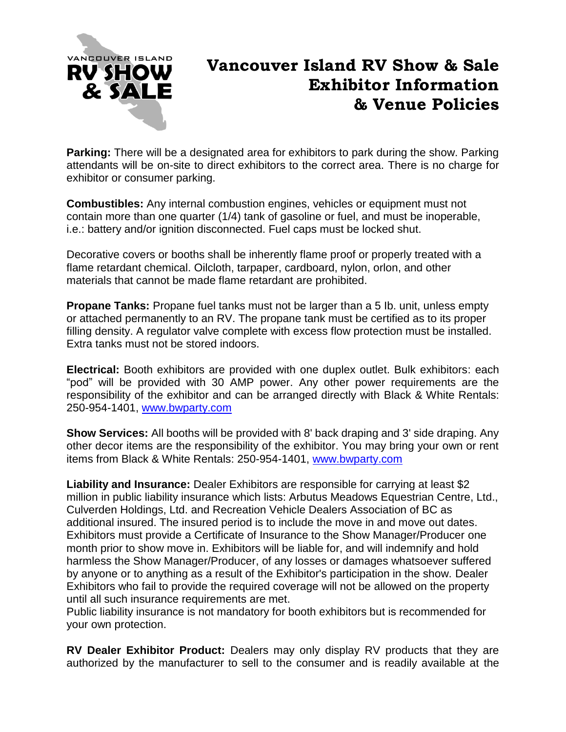# Vancouver Island RV Show & Sale Exhibitor Information & Venue Policies

**Parking:** There will be a designated area for exhibitors to park during the show. Parking attendants will be on-site to direct exhibitors to the correct area. There is no charge for exhibitor or consumer parking.

**Combustibles:** Any internal combustion engines, vehicles or equipment must not contain more than one quarter (1/4) tank of gasoline or fuel, and must be inoperable, i.e.: battery and/or ignition disconnected. Fuel caps must be locked shut.

Decorative covers or booths shall be inherently flame proof or properly treated with a flame retardant chemical. Oilcloth, tarpaper, cardboard, nylon, orlon, and other materials that cannot be made flame retardant are prohibited.

**Propane Tanks:** Propane fuel tanks must not be larger than a 5 Ib. unit, unless empty or attached permanently to an RV. The propane tank must be certified as to its proper filling density. A regulator valve complete with excess flow protection must be installed. Extra tanks must not be stored indoors.

**Electrical:** Booth exhibitors are provided with one duplex outlet. Bulk exhibitors: each "pod" will be provided with 30 AMP power. Any other power requirements are the responsibility of the exhibitor and can be arranged directly with Black & White Rentals: 250-954-1401, www.bwparty.com

**Show Services:** All booths will be provided with 8' back draping and 3' side draping. Any other decor items are the responsibility of the exhibitor. You may bring your own or rent items from Black & White Rentals: 250-954-1401, www.bwparty.com

**Liability and Insurance:** Dealer Exhibitors are responsible for carrying at least $2 million in public liability insurance which lists: Arbutus Meadows Equestrian Centre, Ltd., Culverden Holdings, Ltd. and Recreation Vehicle Dealers Association of BC as additional insured. The insured period is to include the move in and move out dates. Exhibitors must provide a Certificate of Insurance to the Show Manager/Producer one month prior to show move in. Exhibitors will be liable for, and will indemnify and hold harmless the Show Manager/Producer, of any losses or damages whatsoever suffered by anyone or to anything as a result of the Exhibitor's participation in the show. Dealer Exhibitors who fail to provide the required coverage will not be allowed on the property until all such insurance requirements are met.
Public liability insurance is not mandatory for booth exhibitors but is recommended for your own protection.

**RV Dealer Exhibitor Product:** Dealers may only display RV products that they are authorized by the manufacturer to sell to the consumer and is readily available at the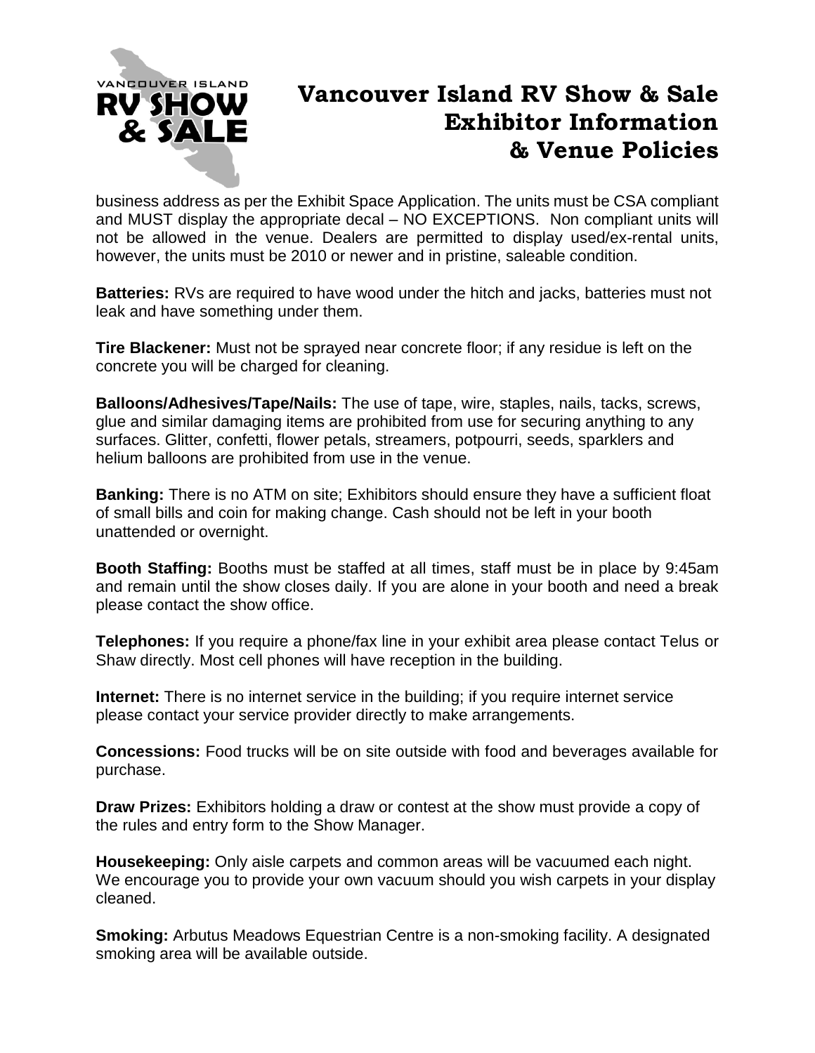business address as per the Exhibit Space Application. The units must be CSA compliant and MUST display the appropriate decal – NO EXCEPTIONS. Non compliant units will not be allowed in the venue. Dealers are permitted to display used/ex-rental units, however, the units must be 2010 or newer and in pristine, saleable condition.

**Batteries:** RVs are required to have wood under the hitch and jacks, batteries must not leak and have something under them.

**Tire Blackener:** Must not be sprayed near concrete floor; if any residue is left on the concrete you will be charged for cleaning.

**Balloons/Adhesives/Tape/Nails:** The use of tape, wire, staples, nails, tacks, screws, glue and similar damaging items are prohibited from use for securing anything to any surfaces. Glitter, confetti, flower petals, streamers, potpourri, seeds, sparklers and helium balloons are prohibited from use in the venue.

**Banking:** There is no ATM on site; Exhibitors should ensure they have a sufficient float of small bills and coin for making change. Cash should not be left in your booth unattended or overnight.

**Booth Staffing:** Booths must be staffed at all times, staff must be in place by 9:45am and remain until the show closes daily. If you are alone in your booth and need a break please contact the show office.

**Telephones:** If you require a phone/fax line in your exhibit area please contact Telus or Shaw directly. Most cell phones will have reception in the building.

**Internet:** There is no internet service in the building; if you require internet service please contact your service provider directly to make arrangements.

**Concessions:** Food trucks will be on site outside with food and beverages available for purchase.

**Draw Prizes:** Exhibitors holding a draw or contest at the show must provide a copy of the rules and entry form to the Show Manager.

**Housekeeping:** Only aisle carpets and common areas will be vacuumed each night. We encourage you to provide your own vacuum should you wish carpets in your display cleaned.

**Smoking:** Arbutus Meadows Equestrian Centre is a non-smoking facility. A designated smoking area will be available outside.